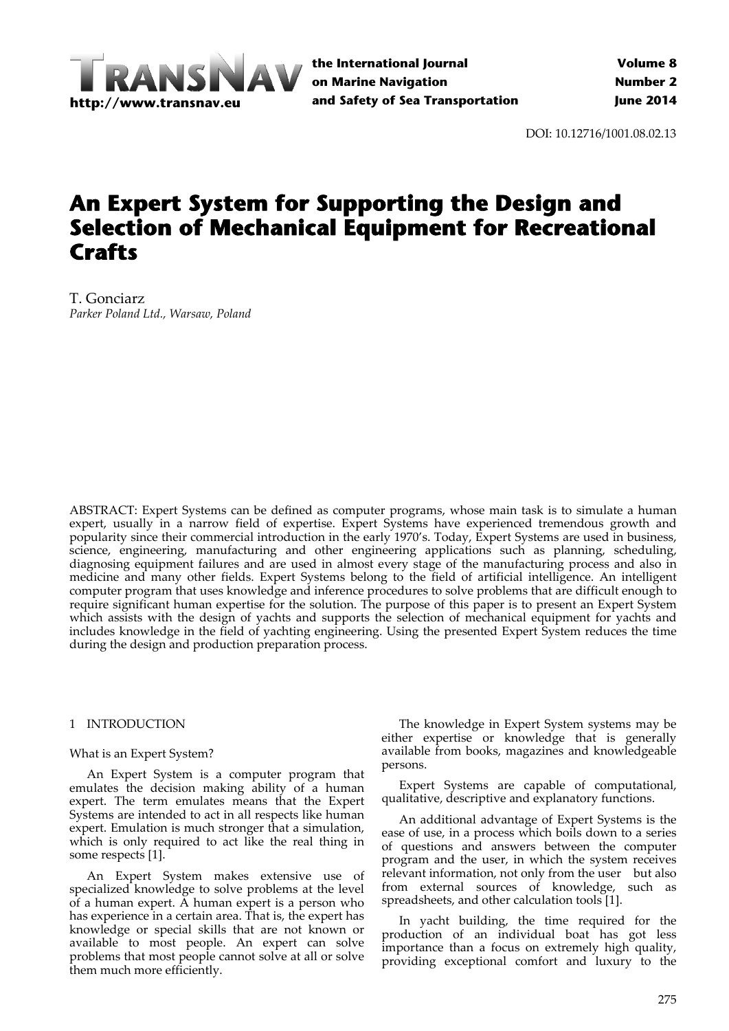DOI: 10.12716/1001.08.02.13

# An Expert System for Supporting the Design and Selection of Mechanical Equipment for Recreational Crafts

T. Gonciarz
*Parker Poland Ltd., Warsaw, Poland*

ABSTRACT: Expert Systems can be defined as computer programs, whose main task is to simulate a human expert, usually in a narrow field of expertise. Expert Systems have experienced tremendous growth and popularity since their commercial introduction in the early 1970's. Today, Expert Systems are used in business, science, engineering, manufacturing and other engineering applications such as planning, scheduling, diagnosing equipment failures and are used in almost every stage of the manufacturing process and also in medicine and many other fields. Expert Systems belong to the field of artificial intelligence. An intelligent computer program that uses knowledge and inference procedures to solve problems that are difficult enough to require significant human expertise for the solution. The purpose of this paper is to present an Expert System which assists with the design of yachts and supports the selection of mechanical equipment for yachts and includes knowledge in the field of yachting engineering. Using the presented Expert System reduces the time during the design and production preparation process.

## 1 INTRODUCTION

What is an Expert System?

An Expert System is a computer program that emulates the decision making ability of a human expert. The term emulates means that the Expert Systems are intended to act in all respects like human expert. Emulation is much stronger that a simulation, which is only required to act like the real thing in some respects [1].

An Expert System makes extensive use of specialized knowledge to solve problems at the level of a human expert. A human expert is a person who has experience in a certain area. That is, the expert has knowledge or special skills that are not known or available to most people. An expert can solve problems that most people cannot solve at all or solve them much more efficiently.

The knowledge in Expert System systems may be either expertise or knowledge that is generally available from books, magazines and knowledgeable persons.

Expert Systems are capable of computational, qualitative, descriptive and explanatory functions.

An additional advantage of Expert Systems is the ease of use, in a process which boils down to a series of questions and answers between the computer program and the user, in which the system receives relevant information, not only from the user but also from external sources of knowledge, such as spreadsheets, and other calculation tools [1].

In yacht building, the time required for the production of an individual boat has got less importance than a focus on extremely high quality, providing exceptional comfort and luxury to the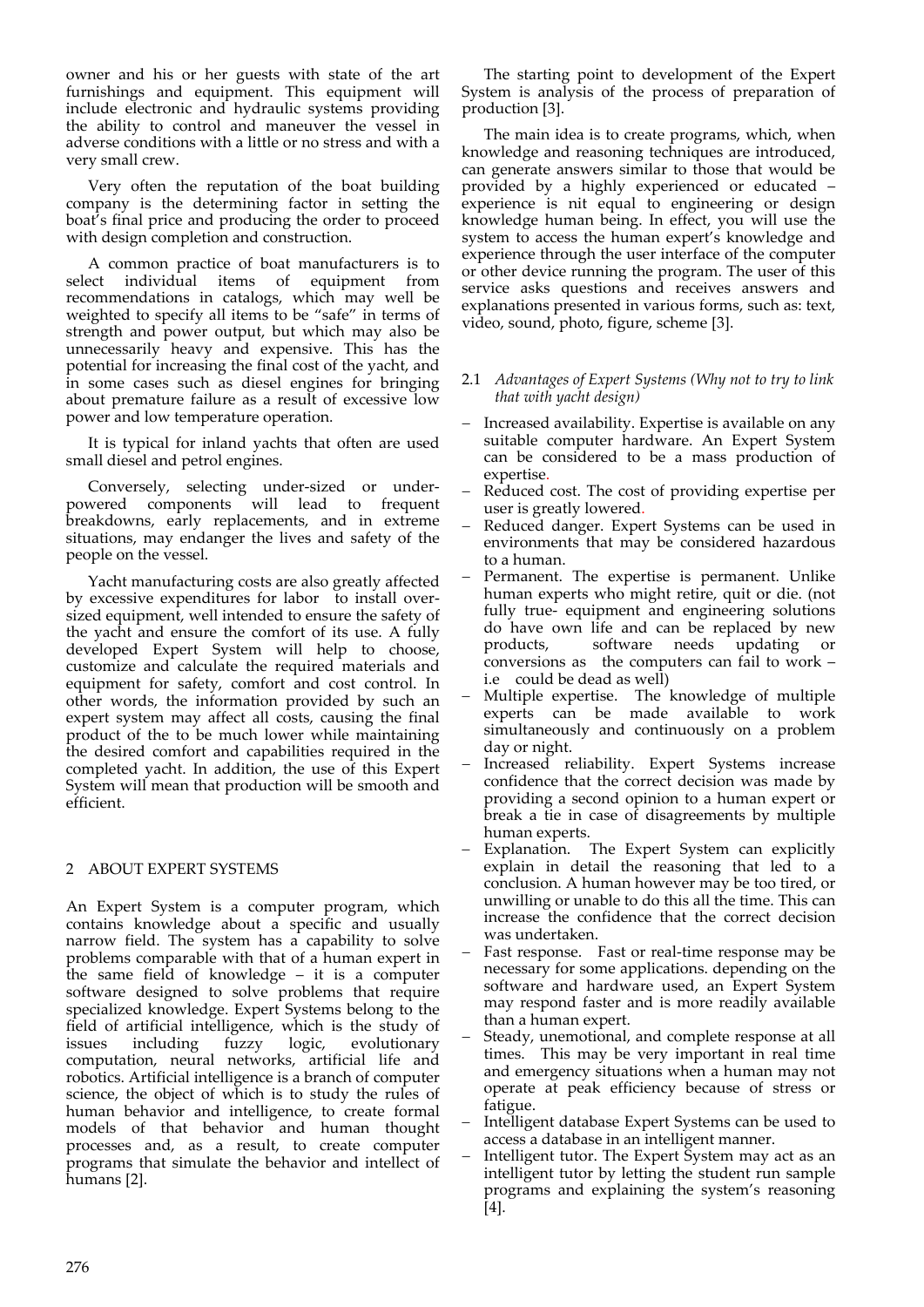owner and his or her guests with state of the art furnishings and equipment. This equipment will include electronic and hydraulic systems providing the ability to control and maneuver the vessel in adverse conditions with a little or no stress and with a very small crew.

Very often the reputation of the boat building company is the determining factor in setting the boat's final price and producing the order to proceed with design completion and construction.

A common practice of boat manufacturers is to select individual items of equipment from recommendations in catalogs, which may well be weighted to specify all items to be "safe" in terms of strength and power output, but which may also be unnecessarily heavy and expensive. This has the potential for increasing the final cost of the yacht, and in some cases such as diesel engines for bringing about premature failure as a result of excessive low power and low temperature operation.

It is typical for inland yachts that often are used small diesel and petrol engines.

Conversely, selecting under-sized or under-powered components will lead to frequent breakdowns, early replacements, and in extreme situations, may endanger the lives and safety of the people on the vessel.

Yacht manufacturing costs are also greatly affected by excessive expenditures for labor to install over-sized equipment, well intended to ensure the safety of the yacht and ensure the comfort of its use. A fully developed Expert System will help to choose, customize and calculate the required materials and equipment for safety, comfort and cost control. In other words, the information provided by such an expert system may affect all costs, causing the final product of the to be much lower while maintaining the desired comfort and capabilities required in the completed yacht. In addition, the use of this Expert System will mean that production will be smooth and efficient.

## 2 ABOUT EXPERT SYSTEMS

An Expert System is a computer program, which contains knowledge about a specific and usually narrow field. The system has a capability to solve problems comparable with that of a human expert in the same field of knowledge – it is a computer software designed to solve problems that require specialized knowledge. Expert Systems belong to the field of artificial intelligence, which is the study of issues including fuzzy logic, evolutionary computation, neural networks, artificial life and robotics. Artificial intelligence is a branch of computer science, the object of which is to study the rules of human behavior and intelligence, to create formal models of that behavior and human thought processes and, as a result, to create computer programs that simulate the behavior and intellect of humans [2].

The starting point to development of the Expert System is analysis of the process of preparation of production [3].

The main idea is to create programs, which, when knowledge and reasoning techniques are introduced, can generate answers similar to those that would be provided by a highly experienced or educated – experience is nit equal to engineering or design knowledge human being. In effect, you will use the system to access the human expert's knowledge and experience through the user interface of the computer or other device running the program. The user of this service asks questions and receives answers and explanations presented in various forms, such as: text, video, sound, photo, figure, scheme [3].

### 2.1 *Advantages of Expert Systems (Why not to try to link that with yacht design)*

- Increased availability. Expertise is available on any suitable computer hardware. An Expert System can be considered to be a mass production of expertise.
- Reduced cost. The cost of providing expertise per user is greatly lowered.
- Reduced danger. Expert Systems can be used in environments that may be considered hazardous to a human.
- Permanent. The expertise is permanent. Unlike human experts who might retire, quit or die. (not fully true- equipment and engineering solutions do have own life and can be replaced by new products, software needs updating or conversions as the computers can fail to work – i.e could be dead as well)
- Multiple expertise. The knowledge of multiple experts can be made available to work simultaneously and continuously on a problem day or night.
- Increased reliability. Expert Systems increase confidence that the correct decision was made by providing a second opinion to a human expert or break a tie in case of disagreements by multiple human experts.
- Explanation. The Expert System can explicitly explain in detail the reasoning that led to a conclusion. A human however may be too tired, or unwilling or unable to do this all the time. This can increase the confidence that the correct decision was undertaken.
- Fast response. Fast or real-time response may be necessary for some applications. depending on the software and hardware used, an Expert System may respond faster and is more readily available than a human expert.
- Steady, unemotional, and complete response at all times. This may be very important in real time and emergency situations when a human may not operate at peak efficiency because of stress or fatigue.
- Intelligent database Expert Systems can be used to access a database in an intelligent manner.
- Intelligent tutor. The Expert System may act as an intelligent tutor by letting the student run sample programs and explaining the system's reasoning [4].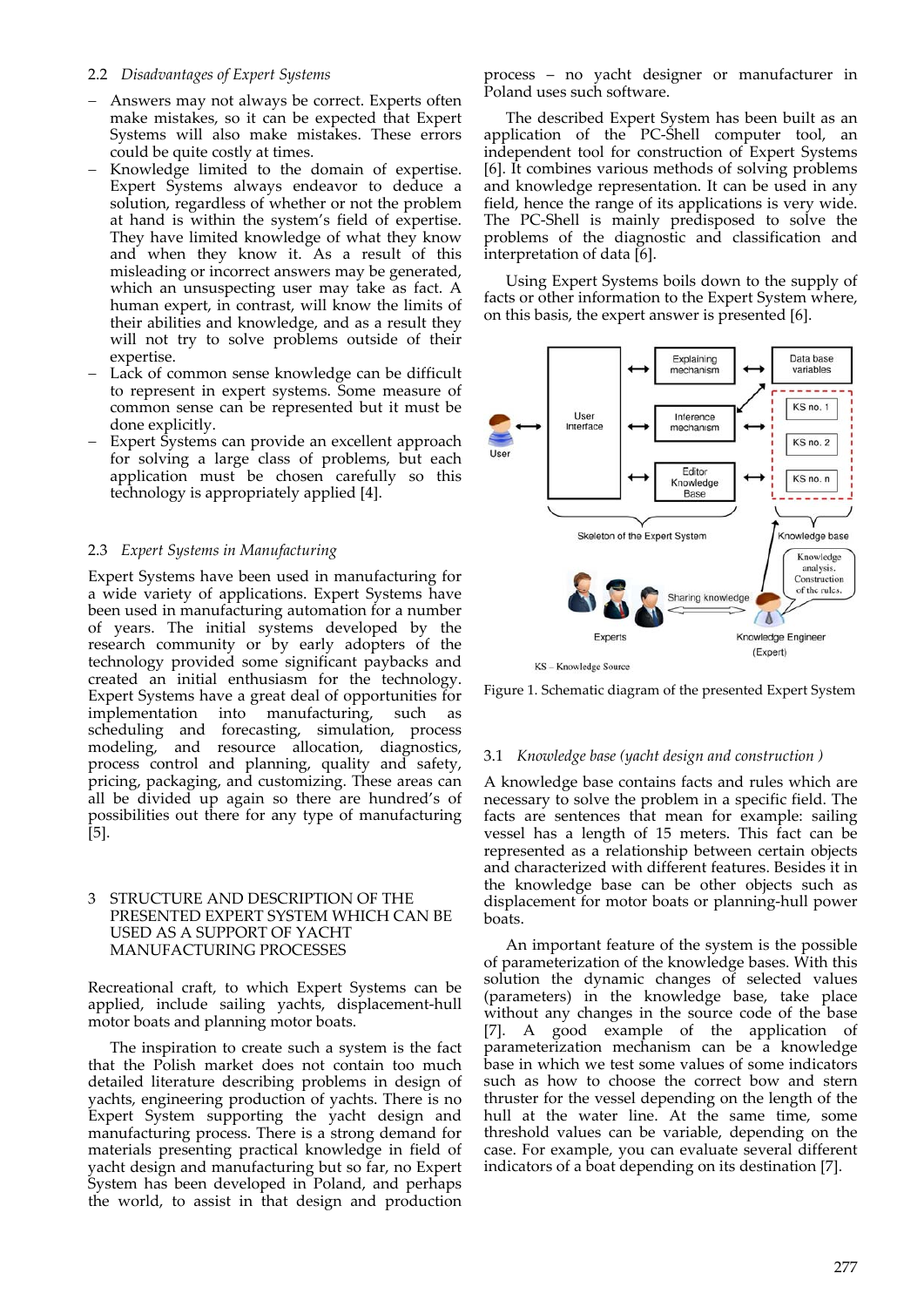### 2.2 *Disadvantages of Expert Systems*

- Answers may not always be correct. Experts often make mistakes, so it can be expected that Expert Systems will also make mistakes. These errors could be quite costly at times.
- Knowledge limited to the domain of expertise. Expert Systems always endeavor to deduce a solution, regardless of whether or not the problem at hand is within the system's field of expertise. They have limited knowledge of what they know and when they know it. As a result of this misleading or incorrect answers may be generated, which an unsuspecting user may take as fact. A human expert, in contrast, will know the limits of their abilities and knowledge, and as a result they will not try to solve problems outside of their expertise.
- Lack of common sense knowledge can be difficult to represent in expert systems. Some measure of common sense can be represented but it must be done explicitly.
- Expert Systems can provide an excellent approach for solving a large class of problems, but each application must be chosen carefully so this technology is appropriately applied [4].

### 2.3 *Expert Systems in Manufacturing*

Expert Systems have been used in manufacturing for a wide variety of applications. Expert Systems have been used in manufacturing automation for a number of years. The initial systems developed by the research community or by early adopters of the technology provided some significant paybacks and created an initial enthusiasm for the technology. Expert Systems have a great deal of opportunities for implementation into manufacturing, such as scheduling and forecasting, simulation, process modeling, and resource allocation, diagnostics, process control and planning, quality and safety, pricing, packaging, and customizing. These areas can all be divided up again so there are hundred's of possibilities out there for any type of manufacturing [5].

## 3 STRUCTURE AND DESCRIPTION OF THE PRESENTED EXPERT SYSTEM WHICH CAN BE USED AS A SUPPORT OF YACHT MANUFACTURING PROCESSES

Recreational craft, to which Expert Systems can be applied, include sailing yachts, displacement-hull motor boats and planning motor boats.

The inspiration to create such a system is the fact that the Polish market does not contain too much detailed literature describing problems in design of yachts, engineering production of yachts. There is no Expert System supporting the yacht design and manufacturing process. There is a strong demand for materials presenting practical knowledge in field of yacht design and manufacturing but so far, no Expert System has been developed in Poland, and perhaps the world, to assist in that design and production process – no yacht designer or manufacturer in Poland uses such software.

The described Expert System has been built as an application of the PC-Shell computer tool, an independent tool for construction of Expert Systems [6]. It combines various methods of solving problems and knowledge representation. It can be used in any field, hence the range of its applications is very wide. The PC-Shell is mainly predisposed to solve the problems of the diagnostic and classification and interpretation of data [6].

Using Expert Systems boils down to the supply of facts or other information to the Expert System where, on this basis, the expert answer is presented [6].

Figure 1. Schematic diagram of the presented Expert System

### 3.1 *Knowledge base (yacht design and construction )*

A knowledge base contains facts and rules which are necessary to solve the problem in a specific field. The facts are sentences that mean for example: sailing vessel has a length of 15 meters. This fact can be represented as a relationship between certain objects and characterized with different features. Besides it in the knowledge base can be other objects such as displacement for motor boats or planning-hull power boats.

An important feature of the system is the possible of parameterization of the knowledge bases. With this solution the dynamic changes of selected values (parameters) in the knowledge base, take place without any changes in the source code of the base [7]. A good example of the application of parameterization mechanism can be a knowledge base in which we test some values of some indicators such as how to choose the correct bow and stern thruster for the vessel depending on the length of the hull at the water line. At the same time, some threshold values can be variable, depending on the case. For example, you can evaluate several different indicators of a boat depending on its destination [7].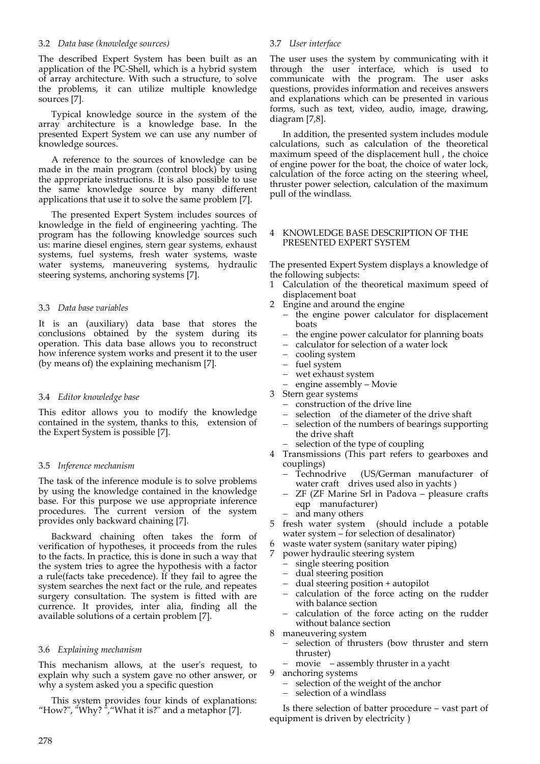### 3.2 *Data base (knowledge sources)*

The described Expert System has been built as an application of the PC-Shell, which is a hybrid system of array architecture. With such a structure, to solve the problems, it can utilize multiple knowledge sources [7].

Typical knowledge source in the system of the array architecture is a knowledge base. In the presented Expert System we can use any number of knowledge sources.

A reference to the sources of knowledge can be made in the main program (control block) by using the appropriate instructions. It is also possible to use the same knowledge source by many different applications that use it to solve the same problem [7].

The presented Expert System includes sources of knowledge in the field of engineering yachting. The program has the following knowledge sources such us: marine diesel engines, stern gear systems, exhaust systems, fuel systems, fresh water systems, waste water systems, maneuvering systems, hydraulic steering systems, anchoring systems [7].

### 3.3 *Data base variables*

It is an (auxiliary) data base that stores the conclusions obtained by the system during its operation. This data base allows you to reconstruct how inference system works and present it to the user (by means of) the explaining mechanism [7].

### 3.4 *Editor knowledge base*

This editor allows you to modify the knowledge contained in the system, thanks to this, extension of the Expert System is possible [7].

### 3.5 *Inference mechanism*

The task of the inference module is to solve problems by using the knowledge contained in the knowledge base. For this purpose we use appropriate inference procedures. The current version of the system provides only backward chaining [7].

Backward chaining often takes the form of verification of hypotheses, it proceeds from the rules to the facts. In practice, this is done in such a way that the system tries to agree the hypothesis with a factor a rule(facts take precedence). If they fail to agree the system searches the next fact or the rule, and repeates surgery consultation. The system is fitted with are currence. It provides, inter alia, finding all the available solutions of a certain problem [7].

### 3.6 *Explaining mechanism*

This mechanism allows, at the user's request, to explain why such a system gave no other answer, or why a system asked you a specific question

This system provides four kinds of explanations: "How?", "Why? ","What it is?" and a metaphor [7].

### 3.7 *User interface*

The user uses the system by communicating with it through the user interface, which is used to communicate with the program. The user asks questions, provides information and receives answers and explanations which can be presented in various forms, such as text, video, audio, image, drawing, diagram [7,8].

In addition, the presented system includes module calculations, such as calculation of the theoretical maximum speed of the displacement hull , the choice of engine power for the boat, the choice of water lock, calculation of the force acting on the steering wheel, thruster power selection, calculation of the maximum pull of the windlass.

## 4 KNOWLEDGE BASE DESCRIPTION OF THE PRESENTED EXPERT SYSTEM

The presented Expert System displays a knowledge of the following subjects:

1. Calculation of the theoretical maximum speed of displacement boat
2. Engine and around the engine
   - the engine power calculator for displacement boats
   - the engine power calculator for planning boats
   - calculator for selection of a water lock
   - cooling system
   - fuel system
   - wet exhaust system
   - engine assembly – Movie
3. Stern gear systems
   - construction of the drive line
   - selection of the diameter of the drive shaft
   - selection of the numbers of bearings supporting the drive shaft
   - selection of the type of coupling
4. Transmissions (This part refers to gearboxes and couplings)
   - Technodrive (US/German manufacturer of water craft drives used also in yachts )
   - ZF (ZF Marine Srl in Padova – pleasure crafts eqp manufacturer)
   - and many others
5. fresh water system (should include a potable water system – for selection of desalinator)
6. waste water system (sanitary water piping)
7. power hydraulic steering system
   - single steering position
   - dual steering position
   - dual steering position + autopilot
   - calculation of the force acting on the rudder with balance section
   - calculation of the force acting on the rudder without balance section
8. maneuvering system
   - selection of thrusters (bow thruster and stern thruster)
   - movie – assembly thruster in a yacht
9. anchoring systems
   - selection of the weight of the anchor
   - selection of a windlass

Is there selection of batter procedure – vast part of equipment is driven by electricity )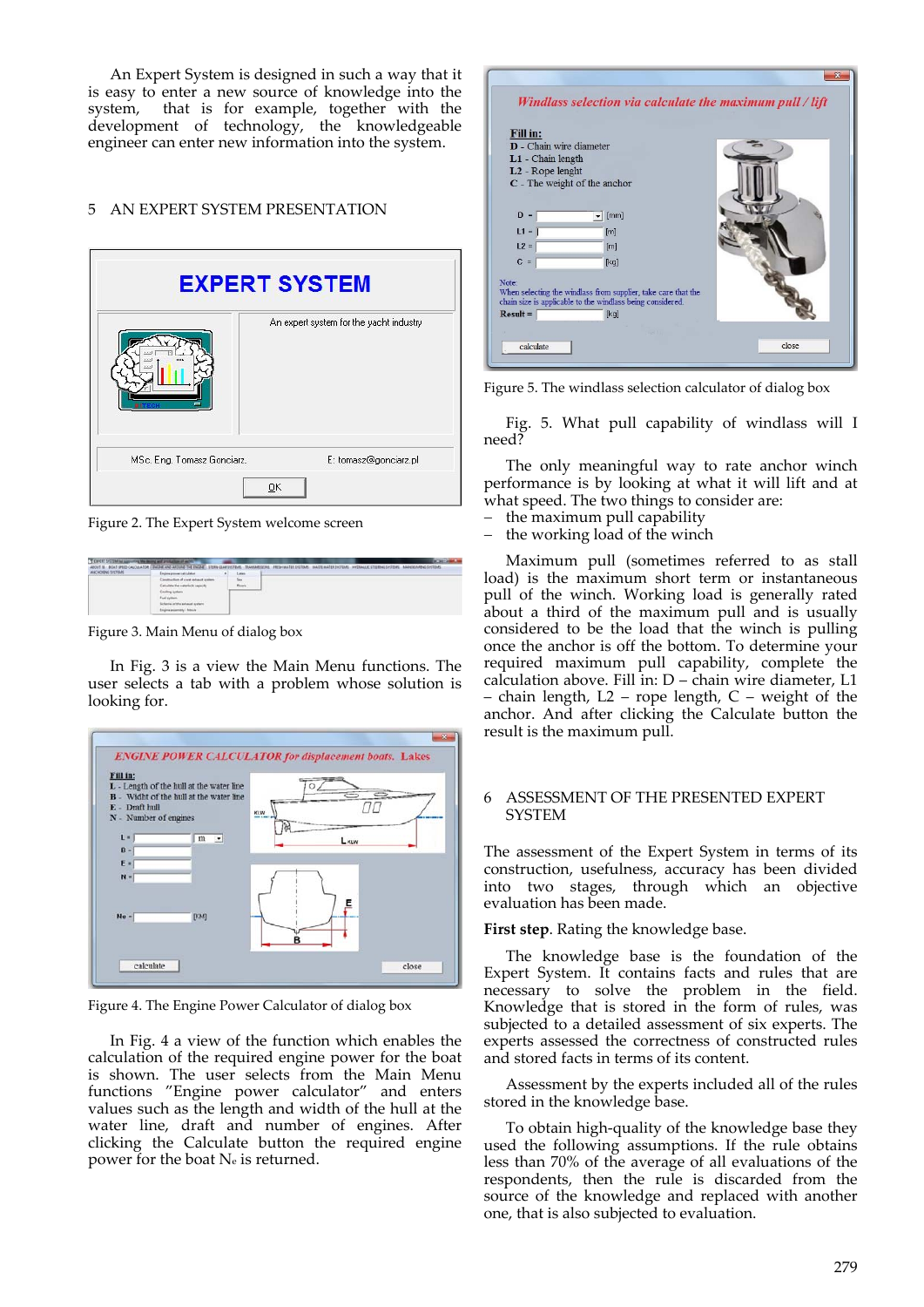An Expert System is designed in such a way that it is easy to enter a new source of knowledge into the system, that is for example, together with the development of technology, the knowledge engineer can enter new information into the system.

## 5 AN EXPERT SYSTEM PRESENTATION

Figure 2. The Expert System welcome screen

Figure 3. Main Menu of dialog box

In Fig. 3 is a view the Main Menu functions. The user selects a tab with a problem whose solution is looking for.

Figure 4. The Engine Power Calculator of dialog box

In Fig. 4 a view of the function which enables the calculation of the required engine power for the boat is shown. The user selects from the Main Menu functions "Engine power calculator" and enters values such as the length and width of the hull at the water line, draft and number of engines. After clicking the Calculate button the required engine power for the boat $N_e$ is returned.

Figure 5. The windlass selection calculator of dialog box

Fig. 5. What pull capability of windlass will I need?

The only meaningful way to rate anchor winch performance is by looking at what it will lift and at what speed. The two things to consider are:

- the maximum pull capability
- the working load of the winch

Maximum pull (sometimes referred to as stall load) is the maximum short term or instantaneous pull of the winch. Working load is generally rated about a third of the maximum pull and is usually considered to be the load that the winch is pulling once the anchor is off the bottom. To determine your required maximum pull capability, complete the calculation above. Fill in: D – chain wire diameter, L1 – chain length, L2 – rope length, C – weight of the anchor. And after clicking the Calculate button the result is the maximum pull.

## 6 ASSESSMENT OF THE PRESENTED EXPERT SYSTEM

The assessment of the Expert System in terms of its construction, usefulness, accuracy has been divided into two stages, through which an objective evaluation has been made.

**First step**. Rating the knowledge base.

The knowledge base is the foundation of the Expert System. It contains facts and rules that are necessary to solve the problem in the field. Knowledge that is stored in the form of rules, was subjected to a detailed assessment of six experts. The experts assessed the correctness of constructed rules and stored facts in terms of its content.

Assessment by the experts included all of the rules stored in the knowledge base.

To obtain high-quality of the knowledge base they used the following assumptions. If the rule obtains less than 70% of the average of all evaluations of the respondents, then the rule is discarded from the source of the knowledge and replaced with another one, that is also subjected to evaluation.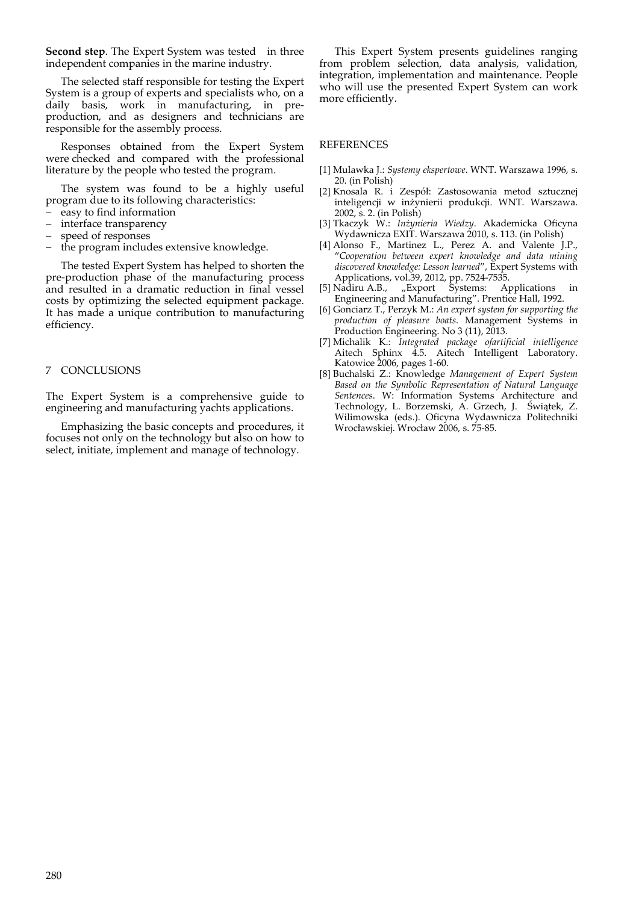**Second step**. The Expert System was tested in three independent companies in the marine industry.

The selected staff responsible for testing the Expert System is a group of experts and specialists who, on a daily basis, work in manufacturing, in pre-production, and as designers and technicians are responsible for the assembly process.

Responses obtained from the Expert System were checked and compared with the professional literature by the people who tested the program.

The system was found to be a highly useful program due to its following characteristics:

- easy to find information
- interface transparency
- speed of responses
- the program includes extensive knowledge.

The tested Expert System has helped to shorten the pre-production phase of the manufacturing process and resulted in a dramatic reduction in final vessel costs by optimizing the selected equipment package. It has made a unique contribution to manufacturing efficiency.

## 7 CONCLUSIONS

The Expert System is a comprehensive guide to engineering and manufacturing yachts applications.

Emphasizing the basic concepts and procedures, it focuses not only on the technology but also on how to select, initiate, implement and manage of technology.

This Expert System presents guidelines ranging from problem selection, data analysis, validation, integration, implementation and maintenance. People who will use the presented Expert System can work more efficiently.

## REFERENCES

[1] Mulawka J.: *Systemy ekspertowe*. WNT. Warszawa 1996, s. 20. (in Polish)

[2] Knosala R. i Zespół: Zastosowania metod sztucznej inteligencji w inżynierii produkcji. WNT. Warszawa. 2002, s. 2. (in Polish)

[3] Tkaczyk W.: *Inżynieria Wiedzy*. Akademicka Oficyna Wydawnicza EXIT. Warszawa 2010, s. 113. (in Polish)

[4] Alonso F., Martinez L., Perez A. and Valente J.P., "*Cooperation between expert knowledge and data mining discovered knowledge: Lesson learned*", Expert Systems with Applications, vol.39, 2012, pp. 7524-7535.

[5] Nadiru A.B., „Export Systems: Applications in Engineering and Manufacturing". Prentice Hall, 1992.

[6] Gonciarz T., Perzyk M.: *An expert system for supporting the production of pleasure boats*. Management Systems in Production Engineering. No 3 (11), 2013.

[7] Michalik K.: *Integrated package ofartificial intelligence* Aitech Sphinx 4.5. Aitech Intelligent Laboratory. Katowice 2006, pages 1-60.

[8] Buchalski Z.: Knowledge *Management of Expert System Based on the Symbolic Representation of Natural Language Sentences*. W: Information Systems Architecture and Technology, L. Borzemski, A. Grzech, J. Świątek, Z. Wilimowska (eds.). Oficyna Wydawnicza Politechniki Wrocławskiej. Wrocław 2006, s. 75-85.